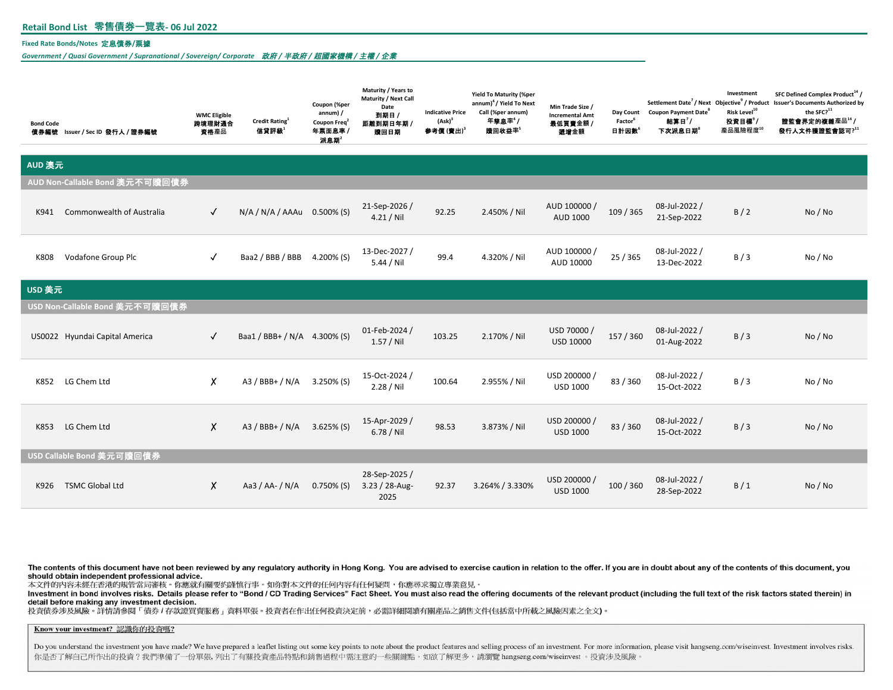## Retail Bond List 零售債券一覽表- 06 Jul 2022

**Fixed Rate Bonds/Notes 定息債券/票據**

***Government / Quasi Government / Supranational / Sovereign/ Corporate 政府 / 半政府 / 超國家機構 / 主權 / 企業***

| Bond Code 債券編號 | Issuer / Sec ID 發行人 / 證券編號 | WMC Eligible 跨境理財通合資格產品 | Credit Rating[1] 信貸評級[1] | Coupon (%per annum) / Coupon Freq[2] 年票面息率 / 派息期[2] | Maturity / Years to Maturity / Next Call Date 到期日 / 距離到期日年期 / 贖回日期 | Indicative Price (Ask)[3] 參考價 (賣出)[3] | Yield To Maturity (%per annum)[4] / Yield To Next Call (%per annum) 年孳息率[4] / 贖回收益率[5] | Min Trade Size / Incremental Amt 最低買賣金額 / 遞增金額 | Day Count Factor[6] 日計因數[6] | Settlement Date[7] / Next Coupon Payment Date[8] 結算日[7] / 下次派息日期[8] | Investment Objective[9] / Product Risk Level[10] 投資目標[9] / 產品風險程度[10] | SFC Defined Complex Product[14] / Issuer's Documents Authorized by the SFC?[11] 證監會界定的複雜產品[14] / 發行人文件獲證監會認可?[11] |
|---|---|---|---|---|---|---|---|---|---|---|---|---|
| **AUD 澳元** | | | | | | | | | | | | |
| **AUD Non-Callable Bond 澳元不可贖回債券** | | | | | | | | | | | | |
| K941 | Commonwealth of Australia | ✓ | N/A / N/A / AAAu | 0.500% (S) | 21-Sep-2026 / 4.21 / Nil | 92.25 | 2.450% / Nil | AUD 100000 / AUD 1000 | 109 / 365 | 08-Jul-2022 / 21-Sep-2022 | B / 2 | No / No |
| K808 | Vodafone Group Plc | ✓ | Baa2 / BBB / BBB | 4.200% (S) | 13-Dec-2027 / 5.44 / Nil | 99.4 | 4.320% / Nil | AUD 100000 / AUD 10000 | 25 / 365 | 08-Jul-2022 / 13-Dec-2022 | B / 3 | No / No |
| **USD 美元** | | | | | | | | | | | | |
| **USD Non-Callable Bond 美元不可贖回債券** | | | | | | | | | | | | |
| US0022 | Hyundai Capital America | ✓ | Baa1 / BBB+ / N/A | 4.300% (S) | 01-Feb-2024 / 1.57 / Nil | 103.25 | 2.170% / Nil | USD 70000 / USD 10000 | 157 / 360 | 08-Jul-2022 / 01-Aug-2022 | B / 3 | No / No |
| K852 | LG Chem Ltd | ✗ | A3 / BBB+ / N/A | 3.250% (S) | 15-Oct-2024 / 2.28 / Nil | 100.64 | 2.955% / Nil | USD 200000 / USD 1000 | 83 / 360 | 08-Jul-2022 / 15-Oct-2022 | B / 3 | No / No |
| K853 | LG Chem Ltd | ✗ | A3 / BBB+ / N/A | 3.625% (S) | 15-Apr-2029 / 6.78 / Nil | 98.53 | 3.873% / Nil | USD 200000 / USD 1000 | 83 / 360 | 08-Jul-2022 / 15-Oct-2022 | B / 3 | No / No |
| **USD Callable Bond 美元可贖回債券** | | | | | | | | | | | | |
| K926 | TSMC Global Ltd | ✗ | Aa3 / AA- / N/A | 0.750% (S) | 28-Sep-2025 / 3.23 / 28-Aug-2025 | 92.37 | 3.264% / 3.330% | USD 200000 / USD 1000 | 100 / 360 | 08-Jul-2022 / 28-Sep-2022 | B / 1 | No / No |

**The contents of this document have not been reviewed by any regulatory authority in Hong Kong. You are advised to exercise caution in relation to the offer. If you are in doubt about any of the contents of this document, you should obtain independent professional advice.**

本文件的內容未經在香港的規管當局審核。你應就有關要約謹慎行事。如你對本文件的任何內容有任何疑問，你應尋求獨立專業意見。

**Investment in bond involves risks. Details please refer to "Bond / CD Trading Services" Fact Sheet. You must also read the offering documents of the relevant product (including the full text of the risk factors stated therein) in detail before making any investment decision.**

投資債券涉及風險。詳情請參閱「債券 / 存款證買賣服務」資料單張。投資者在作出任何投資決定前，必需詳細閱讀有關產品之銷售文件(包括當中所載之風險因素之全文)。

**Know your investment? 認識你的投資嗎?**

Do you understand the investment you have made? We have prepared a leaflet listing out some key points to note about the product features and selling process of an investment. For more information, please visit hangseng.com/wiseinvest. Investment involves risks.
你是否了解自己所作出的投資？我們準備了一份單張, 列出了有關投資產品特點和銷售過程中需注意的一些關鍵點。如欲了解更多，請瀏覽 hangseng.com/wiseinvest 。投資涉及風險。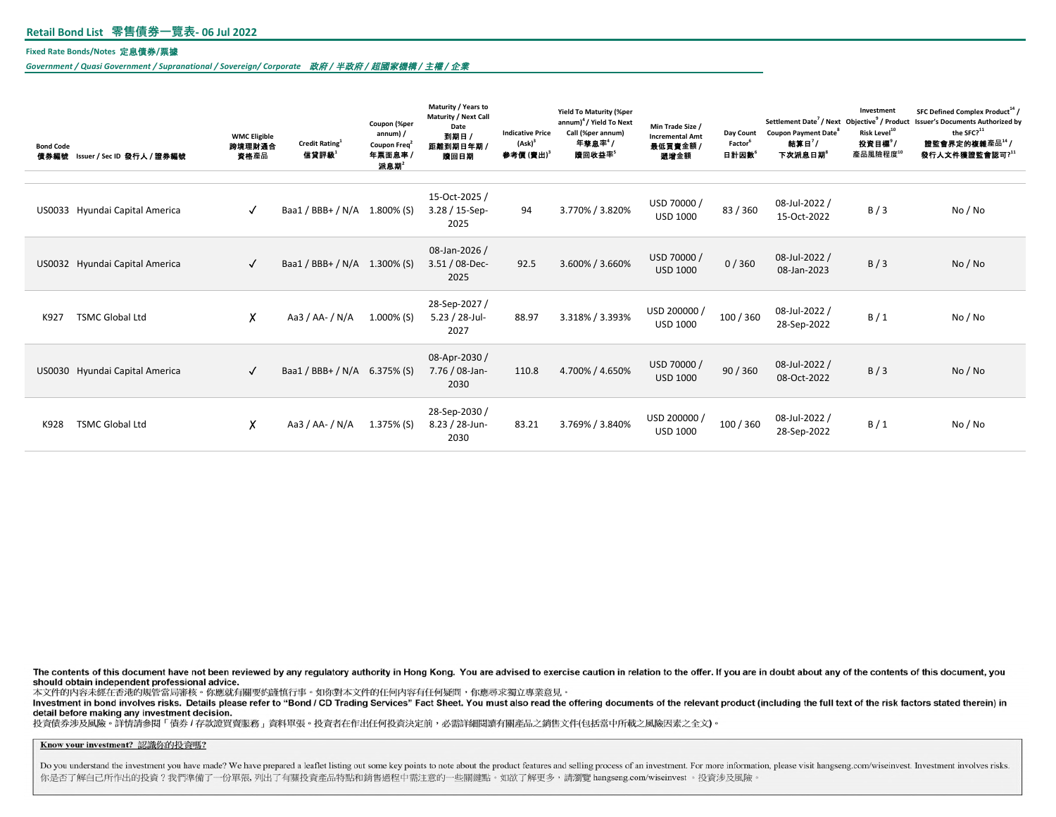## Retail Bond List 零售債券一覽表- 06 Jul 2022

**Fixed Rate Bonds/Notes 定息債券/票據**

*Government / Quasi Government / Supranational / Sovereign/ Corporate 政府 / 半政府 / 超國家機構 / 主權 / 企業*

| Bond Code 債券編號 | Issuer / Sec ID 發行人 / 證券編號 | WMC Eligible 跨境理財通合資格產品 | Credit Rating[1] 信貸評級[1] | Coupon (%per annum) / Coupon Freq[2] 年票面息率 / 派息期[2] | Maturity / Years to Maturity / Next Call Date 到期日 / 距離到期日年期 / 贖回日期 | Indicative Price (Ask)[3] 參考價 (賣出)[3] | Yield To Maturity (%per annum)[4] / Yield To Next Call (%per annum) 年孳息率[4] / 贖回收益率[5] | Min Trade Size / Incremental Amt 最低買賣金額 / 遞增金額 | Day Count Factor[6] 日計因數[6] | Settlement Date[7] / Next Coupon Payment Date[8] 結算日[7] / 下次派息日期[8] | Investment Objective[9] / Product Risk Level[10] 投資目標[9] / 產品風險程度[10] | SFC Defined Complex Product[14] / Issuer's Documents Authorized by the SFC?[11] 證監會界定的複雜產品[14] / 發行人文件獲證監會認可?[11] |
|---|---|---|---|---|---|---|---|---|---|---|---|---|
| US0033 | Hyundai Capital America | ✓ | Baa1 / BBB+ / N/A | 1.800% (S) | 15-Oct-2025 / 3.28 / 15-Sep-2025 | 94 | 3.770% / 3.820% | USD 70000 / USD 1000 | 83 / 360 | 08-Jul-2022 / 15-Oct-2022 | B / 3 | No / No |
| US0032 | Hyundai Capital America | ✓ | Baa1 / BBB+ / N/A | 1.300% (S) | 08-Jan-2026 / 3.51 / 08-Dec-2025 | 92.5 | 3.600% / 3.660% | USD 70000 / USD 1000 | 0 / 360 | 08-Jul-2022 / 08-Jan-2023 | B / 3 | No / No |
| K927 | TSMC Global Ltd | ✗ | Aa3 / AA- / N/A | 1.000% (S) | 28-Sep-2027 / 5.23 / 28-Jul-2027 | 88.97 | 3.318% / 3.393% | USD 200000 / USD 1000 | 100 / 360 | 08-Jul-2022 / 28-Sep-2022 | B / 1 | No / No |
| US0030 | Hyundai Capital America | ✓ | Baa1 / BBB+ / N/A | 6.375% (S) | 08-Apr-2030 / 7.76 / 08-Jan-2030 | 110.8 | 4.700% / 4.650% | USD 70000 / USD 1000 | 90 / 360 | 08-Jul-2022 / 08-Oct-2022 | B / 3 | No / No |
| K928 | TSMC Global Ltd | ✗ | Aa3 / AA- / N/A | 1.375% (S) | 28-Sep-2030 / 8.23 / 28-Jun-2030 | 83.21 | 3.769% / 3.840% | USD 200000 / USD 1000 | 100 / 360 | 08-Jul-2022 / 28-Sep-2022 | B / 1 | No / No |

**The contents of this document have not been reviewed by any regulatory authority in Hong Kong. You are advised to exercise caution in relation to the offer. If you are in doubt about any of the contents of this document, you should obtain independent professional advice.**

本文件的內容未經在香港的規管當局審核。你應就有關要約謹慎行事。如你對本文件的任何內容有任何疑問，你應尋求獨立專業意見。

**Investment in bond involves risks. Details please refer to "Bond / CD Trading Services" Fact Sheet. You must also read the offering documents of the relevant product (including the full text of the risk factors stated therein) in detail before making any investment decision.**

投資債券涉及風險。詳情請參閱「債券 / 存款證買賣服務」資料單張。投資者在作出任何投資決定前，必需詳細閱讀有關產品之銷售文件(包括當中所載之風險因素之全文)。

**Know your investment? 認識你的投資嗎?**

Do you understand the investment you have made? We have prepared a leaflet listing out some key points to note about the product features and selling process of an investment. For more information, please visit hangseng.com/wiseinvest. Investment involves risks.

你是否了解自己所作出的投資？我們準備了一份單張, 列出了有關投資產品特點和銷售過程中需注意的一些關鍵點。如欲了解更多，請瀏覽 hangseng.com/wiseinvest 。投資涉及風險。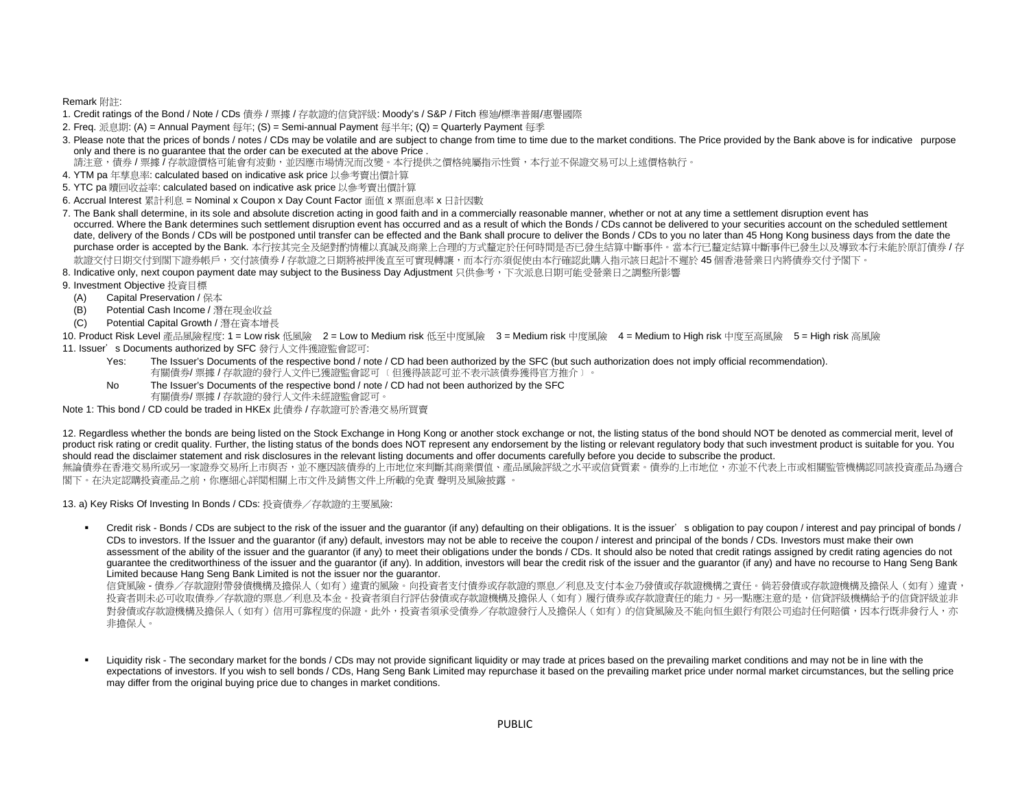Remark 附註:

1. Credit ratings of the Bond / Note / CDs 債券 / 票據 / 存款證的信貸評級: Moody's / S&P / Fitch 穆廸/標準普爾/惠譽國際
2. Freq. 派息期: (A) = Annual Payment 每年; (S) = Semi-annual Payment 每半年; (Q) = Quarterly Payment 每季
3. Please note that the prices of bonds / notes / CDs may be volatile and are subject to change from time to time due to the market conditions. The Price provided by the Bank above is for indicative purpose only and there is no guarantee that the order can be executed at the above Price .
   請注意，債券 / 票據 / 存款證價格可能會有波動，並因應市場情況而改變。本行提供之價格純屬指示性質，本行並不保證交易可以上述價格執行。
4. YTM pa 年孳息率: calculated based on indicative ask price 以參考賣出價計算
5. YTC pa 贖回收益率: calculated based on indicative ask price 以參考賣出價計算
6. Accrual Interest 累計利息 = Nominal x Coupon x Day Count Factor 面值 x 票面息率 x 日計因數
7. The Bank shall determine, in its sole and absolute discretion acting in good faith and in a commercially reasonable manner, whether or not at any time a settlement disruption event has occurred. Where the Bank determines such settlement disruption event has occurred and as a result of which the Bonds / CDs cannot be delivered to your securities account on the scheduled settlement date, delivery of the Bonds / CDs will be postponed until transfer can be effected and the Bank shall procure to deliver the Bonds / CDs to you no later than 45 Hong Kong business days from the date the purchase order is accepted by the Bank. 本行按其完全及絕對酌情權以真誠及商業上合理的方式釐定於任何時間是否已發生結算中斷事件。當本行已釐定結算中斷事件已發生以及導致本行未能於原訂債券 / 存款證交付日期交付到閣下證券帳戶，交付該債券 / 存款證之日期將被押後直至可實現轉讓，而本行亦須促使由本行確認此購入指示該日起計不遲於 45 個香港營業日內將債券交付予閣下。
8. Indicative only, next coupon payment date may subject to the Business Day Adjustment 只供參考，下次派息日期可能受營業日之調整所影響
9. Investment Objective 投資目標
   - (A) Capital Preservation / 保本
   - (B) Potential Cash Income / 潛在現金收益
   - (C) Potential Capital Growth / 潛在資本增長
10. Product Risk Level 產品風險程度: 1 = Low risk 低風險 2 = Low to Medium risk 低至中度風險 3 = Medium risk 中度風險 4 = Medium to High risk 中度至高風險 5 = High risk 高風險
11. Issuer's Documents authorized by SFC 發行人文件獲證監會認可:
    - Yes: The Issuer's Documents of the respective bond / note / CD had been authorized by the SFC (but such authorization does not imply official recommendation).
      有關債券/ 票據 / 存款證的發行人文件已獲證監會認可〔但獲得該認可並不表示該債券獲得官方推介〕。
    - No: The Issuer's Documents of the respective bond / note / CD had not been authorized by the SFC
      有關債券/ 票據 / 存款證的發行人文件未經證監會認可。

Note 1: This bond / CD could be traded in HKEx 此債券 / 存款證可於香港交易所買賣

12. Regardless whether the bonds are being listed on the Stock Exchange in Hong Kong or another stock exchange or not, the listing status of the bond should NOT be denoted as commercial merit, level of product risk rating or credit quality. Further, the listing status of the bonds does NOT represent any endorsement by the listing or relevant regulatory body that such investment product is suitable for you. You should read the disclaimer statement and risk disclosures in the relevant listing documents and offer documents carefully before you decide to subscribe the product.
無論債券在香港交易所或另一家證券交易所上市與否，並不應因該債券的上市地位來判斷其商業價值、產品風險評級之水平或信貸質素。債券的上市地位，亦並不代表上市或相關監管機構認同該投資產品為適合閣下。在決定認購投資產品之前，你應細心詳閱相關上市文件及銷售文件上所載的免責 聲明及風險披露 。

13. a) Key Risks Of Investing In Bonds / CDs: 投資債券／存款證的主要風險:

- Credit risk - Bonds / CDs are subject to the risk of the issuer and the guarantor (if any) defaulting on their obligations. It is the issuer's obligation to pay coupon / interest and pay principal of bonds / CDs to investors. If the Issuer and the guarantor (if any) default, investors may not be able to receive the coupon / interest and principal of the bonds / CDs. Investors must make their own assessment of the ability of the issuer and the guarantor (if any) to meet their obligations under the bonds / CDs. It should also be noted that credit ratings assigned by credit rating agencies do not guarantee the creditworthiness of the issuer and the guarantor (if any). In addition, investors will bear the credit risk of the issuer and the guarantor (if any) and have no recourse to Hang Seng Bank Limited because Hang Seng Bank Limited is not the issuer nor the guarantor.
  信貸風險 - 債券／存款證附帶發債機構及擔保人（如有）違責的風險。向投資者支付債券或存款證的票息／利息及支付本金乃發債或存款證機構之責任。倘若發債或存款證機構及擔保人（如有）違責，投資者則未必可收取債券／存款證的票息／利息及本金。投資者須自行評估發債或存款證機構及擔保人（如有）履行債券或存款證責任的能力。另一點應注意的是，信貸評級機構給予的信貸評級並非對發債或存款證機構及擔保人（如有）信用可靠程度的保證。此外，投資者須承受債券／存款證發行人及擔保人（如有）的信貸風險及不能向恒生銀行有限公司追討任何賠償，因本行既非發行人，亦非擔保人。

- Liquidity risk - The secondary market for the bonds / CDs may not provide significant liquidity or may trade at prices based on the prevailing market conditions and may not be in line with the expectations of investors. If you wish to sell bonds / CDs, Hang Seng Bank Limited may repurchase it based on the prevailing market price under normal market circumstances, but the selling price may differ from the original buying price due to changes in market conditions.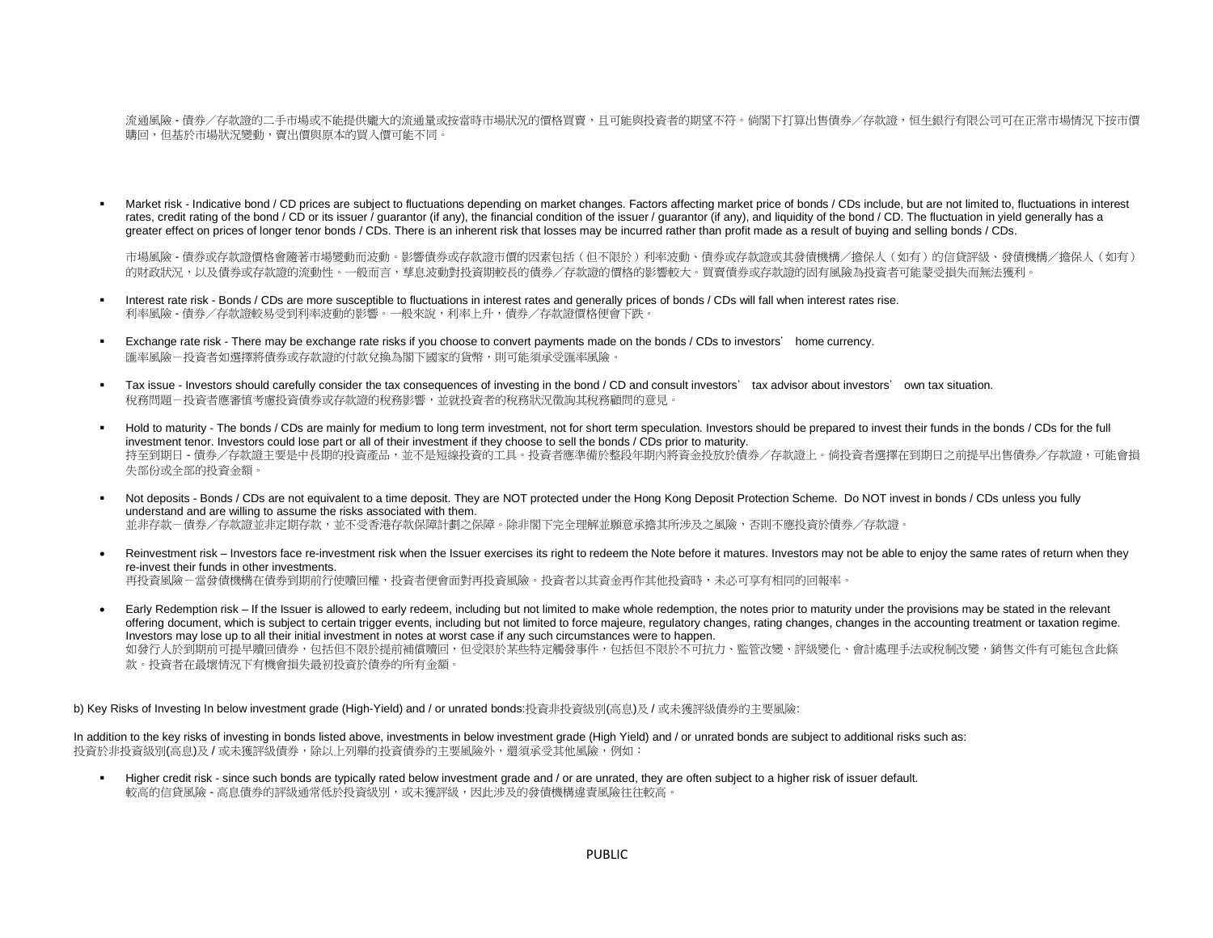流通風險 - 債券／存款證的二手市場或不能提供龐大的流通量或按當時市場狀況的價格買賣，且可能與投資者的期望不符。倘閣下打算出售債券／存款證，恒生銀行有限公司可在正常市場情況下按市價購回，但基於市場狀況變動，賣出價與原本的買入價可能不同。

- Market risk - Indicative bond / CD prices are subject to fluctuations depending on market changes. Factors affecting market price of bonds / CDs include, but are not limited to, fluctuations in interest rates, credit rating of the bond / CD or its issuer / guarantor (if any), the financial condition of the issuer / guarantor (if any), and liquidity of the bond / CD. The fluctuation in yield generally has a greater effect on prices of longer tenor bonds / CDs. There is an inherent risk that losses may be incurred rather than profit made as a result of buying and selling bonds / CDs.

  市場風險 - 債券或存款證價格會隨著市場變動而波動。影響債券或存款證市價的因素包括（但不限於）利率波動、債券或存款證或其發債機構／擔保人（如有）的信貸評級、發債機構／擔保人（如有）的財政狀況，以及債券或存款證的流動性。一般而言，孳息波動對投資期較長的債券／存款證的價格的影響較大。買賣債券或存款證的固有風險為投資者可能蒙受損失而無法獲利。

- Interest rate risk - Bonds / CDs are more susceptible to fluctuations in interest rates and generally prices of bonds / CDs will fall when interest rates rise.
  利率風險 - 債券／存款證較易受到利率波動的影響。一般來說，利率上升，債券／存款證價格便會下跌。

- Exchange rate risk - There may be exchange rate risks if you choose to convert payments made on the bonds / CDs to investors' home currency.
  匯率風險－投資者如選擇將債券或存款證的付款兌換為閣下國家的貨幣，則可能須承受匯率風險。

- Tax issue - Investors should carefully consider the tax consequences of investing in the bond / CD and consult investors' tax advisor about investors' own tax situation.
  稅務問題－投資者應審慎考慮投資債券或存款證的稅務影響，並就投資者的稅務狀況徵詢其稅務顧問的意見。

- Hold to maturity - The bonds / CDs are mainly for medium to long term investment, not for short term speculation. Investors should be prepared to invest their funds in the bonds / CDs for the full investment tenor. Investors could lose part or all of their investment if they choose to sell the bonds / CDs prior to maturity.
  持至到期日 - 債券／存款證主要是中長期的投資產品，並不是短線投資的工具。投資者應準備於整段年期內將資金投放於債券／存款證上。倘投資者選擇在到期日之前提早出售債券／存款證，可能會損失部份或全部的投資金額。

- Not deposits - Bonds / CDs are not equivalent to a time deposit. They are NOT protected under the Hong Kong Deposit Protection Scheme. Do NOT invest in bonds / CDs unless you fully understand and are willing to assume the risks associated with them.
  並非存款－債券／存款證並非定期存款，並不受香港存款保障計劃之保障。除非閣下完全理解並願意承擔其所涉及之風險，否則不應投資於債券／存款證。

- Reinvestment risk – Investors face re-investment risk when the Issuer exercises its right to redeem the Note before it matures. Investors may not be able to enjoy the same rates of return when they re-invest their funds in other investments.
  再投資風險－當發債機構在債券到期前行使贖回權，投資者便會面對再投資風險。投資者以其資金再作其他投資時，未必可享有相同的回報率。

- Early Redemption risk – If the Issuer is allowed to early redeem, including but not limited to make whole redemption, the notes prior to maturity under the provisions may be stated in the relevant offering document, which is subject to certain trigger events, including but not limited to force majeure, regulatory changes, rating changes, changes in the accounting treatment or taxation regime. Investors may lose up to all their initial investment in notes at worst case if any such circumstances were to happen.
  如發行人於到期前可提早贖回債券，包括但不限於提前補償贖回，但受限於某些特定觸發事件，包括但不限於不可抗力、監管改變、評級變化、會計處理手法或稅制改變，銷售文件有可能包含此條款。投資者在最壞情況下有機會損失最初投資於債券的所有金額。

b) Key Risks of Investing In below investment grade (High-Yield) and / or unrated bonds:投資非投資級別(高息)及 / 或未獲評級債券的主要風險:

In addition to the key risks of investing in bonds listed above, investments in below investment grade (High Yield) and / or unrated bonds are subject to additional risks such as:
投資於非投資級別(高息)及 / 或未獲評級債券，除以上列舉的投資債券的主要風險外，還須承受其他風險，例如：

- Higher credit risk - since such bonds are typically rated below investment grade and / or are unrated, they are often subject to a higher risk of issuer default.
  較高的信貸風險 - 高息債券的評級通常低於投資級別，或未獲評級，因此涉及的發債機構違責風險往往較高。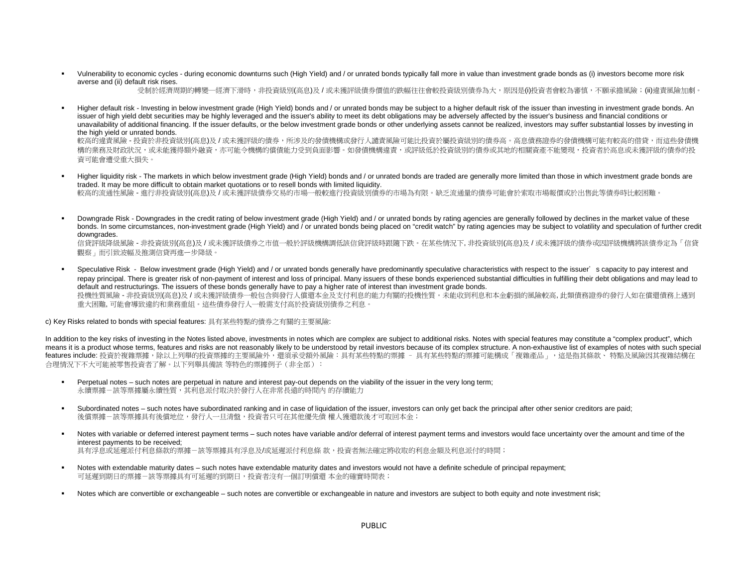- Vulnerability to economic cycles - during economic downturns such (High Yield) and / or unrated bonds typically fall more in value than investment grade bonds as (i) investors become more risk averse and (ii) default risk rises.
  受制於經濟周期的轉變—經濟下滑時，非投資級別(高息)及 / 或未獲評級債券價值的跌幅往往會較投資級別債券為大，原因是(i)投資者會較為審慎，不願承擔風險；(ii)違責風險加劇。

- Higher default risk - Investing in below investment grade (High Yield) bonds and / or unrated bonds may be subject to a higher default risk of the issuer than investing in investment grade bonds. An issuer of high yield debt securities may be highly leveraged and the issuer's ability to meet its debt obligations may be adversely affected by the issuer's business and financial conditions or unavailability of additional financing. If the issuer defaults, or the below investment grade bonds or other underlying assets cannot be realized, investors may suffer substantial losses by investing in the high yield or unrated bonds.
  較高的違責風險 - 投資於非投資級別(高息)及 / 或未獲評級的債券，所涉及的發債機構或發行人違責風險可能比投資於屬投資級別的債券高。高息債務證券的發債機構可能有較高的借貸，而這些發債機構的業務及財政狀況，或未能獲得額外融資，亦可能令機構的償債能力受到負面影響。如發債機構違責，或評級低於投資級別的債券或其他的相關資產不能變現，投資者於高息或未獲評級的債券的投資可能會遭受重大損失。

- Higher liquidity risk - The markets in which below investment grade (High Yield) bonds and / or unrated bonds are traded are generally more limited than those in which investment grade bonds are traded. It may be more difficult to obtain market quotations or to resell bonds with limited liquidity.
  較高的流通性風險 - 進行非投資級別(高息)及 / 或未獲評級債券交易的市場一般較進行投資級別債券的市場為有限。缺乏流通量的債券可能會於索取市場報價或於出售此等債券時比較困難。

- Downgrade Risk - Downgrades in the credit rating of below investment grade (High Yield) and / or unrated bonds by rating agencies are generally followed by declines in the market value of these bonds. In some circumstances, non-investment grade (High Yield) and / or unrated bonds being placed on "credit watch" by rating agencies may be subject to volatility and speculation of further credit downgrades.
  信貸評級降級風險 - 非投資級別(高息)及 / 或未獲評級債券之市值一般於評級機構調低該信貸評級時跟隨下跌。在某些情況下, 非投資級別(高息)及 / 或未獲評級的債券或因評級機構將該債券定為「信貸觀察」而引致波幅及推測信貸再進一步降級。

- Speculative Risk - Below investment grade (High Yield) and / or unrated bonds generally have predominantly speculative characteristics with respect to the issuer's capacity to pay interest and repay principal. There is greater risk of non-payment of interest and loss of principal. Many issuers of these bonds experienced substantial difficulties in fulfilling their debt obligations and may lead to default and restructurings. The issuers of these bonds generally have to pay a higher rate of interest than investment grade bonds.
  投機性質風險 - 非投資級別(高息)及 / 或未獲評級債券一般包含與發行人償還本金及支付利息的能力有關的投機性質。未能收到利息和本金虧損的風險較高, 此類債務證券的發行人如在償還債務上遇到重大困難, 可能會導致違約和業務重組。這些債券發行人一般需支付高於投資級別債券之利息。

c) Key Risks related to bonds with special features: 具有某些特點的債券之有關的主要風險:

In addition to the key risks of investing in the Notes listed above, investments in notes which are complex are subject to additional risks. Notes with special features may constitute a "complex product", which means it is a product whose terms, features and risks are not reasonably likely to be understood by retail investors because of its complex structure. A non-exhaustive list of examples of notes with such special features include: 投資於複雜票據，除以上列舉的投資票據的主要風險外，還須承受額外風險：具有某些特點的票據 – 具有某些特點的票據可能構成「複雜產品」，這是指其條款、特點及風險因其複雜結構在合理情況下不大可能被零售投資者了解。以下列舉具備該 等特色的票據例子（非全部）：

- Perpetual notes – such notes are perpetual in nature and interest pay-out depends on the viability of the issuer in the very long term;
  永續票據－該等票據屬永續性質，其利息派付取決於發行人在非常長遠的時間內 的存續能力

- Subordinated notes – such notes have subordinated ranking and in case of liquidation of the issuer, investors can only get back the principal after other senior creditors are paid;
  後償票據－該等票據具有後償地位，發行人一旦清盤，投資者只可在其他優先債 權人獲還款後才可取回本金；

- Notes with variable or deferred interest payment terms – such notes have variable and/or deferral of interest payment terms and investors would face uncertainty over the amount and time of the interest payments to be received;
  具有浮息或延遲派付利息條款的票據－該等票據具有浮息及/或延遲派付利息條 款，投資者無法確定將收取的利息金額及利息派付的時間；

- Notes with extendable maturity dates – such notes have extendable maturity dates and investors would not have a definite schedule of principal repayment;
  可延遲到期日的票據－該等票據具有可延遲的到期日，投資者沒有一個訂明償還 本金的確實時間表；

- Notes which are convertible or exchangeable – such notes are convertible or exchangeable in nature and investors are subject to both equity and note investment risk;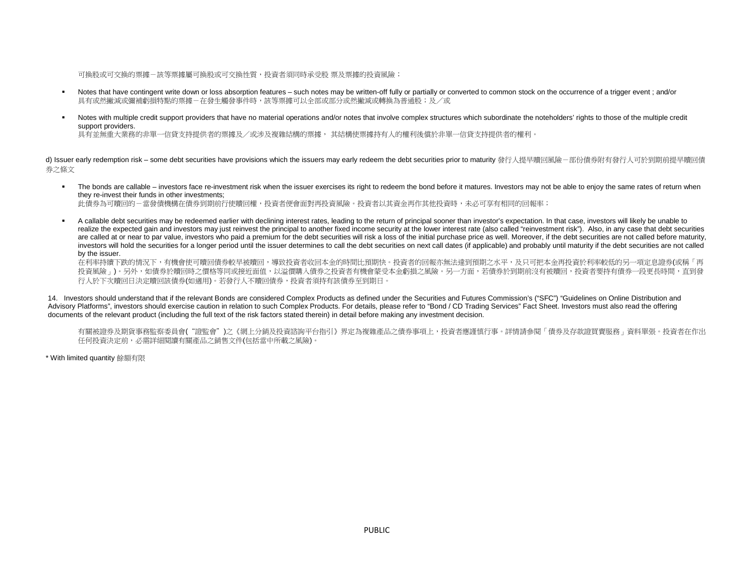可換股或可交換的票據－該等票據屬可換股或可交換性質，投資者須同時承受股 票及票據的投資風險；

- Notes that have contingent write down or loss absorption features – such notes may be written-off fully or partially or converted to common stock on the occurrence of a trigger event ; and/or
  具有或然撇減或彌補虧損特點的票據－在發生觸發事件時，該等票據可以全部或部分或然撇減或轉換為普通股；及／或

- Notes with multiple credit support providers that have no material operations and/or notes that involve complex structures which subordinate the noteholders' rights to those of the multiple credit support providers.
  具有並無重大業務的非單一信貸支持提供者的票據及／或涉及複雜結構的票據， 其結構使票據持有人的權利後償於非單一信貸支持提供者的權利。

d) Issuer early redemption risk – some debt securities have provisions which the issuers may early redeem the debt securities prior to maturity 發行人提早贖回風險－部份債券附有發行人可於到期前提早贖回債券之條文

- The bonds are callable – investors face re-investment risk when the issuer exercises its right to redeem the bond before it matures. Investors may not be able to enjoy the same rates of return when they re-invest their funds in other investments;
  此債券為可贖回的－當發債機構在債券到期前行使贖回權，投資者便會面對再投資風險。投資者以其資金再作其他投資時，未必可享有相同的回報率；

- A callable debt securities may be redeemed earlier with declining interest rates, leading to the return of principal sooner than investor's expectation. In that case, investors will likely be unable to realize the expected gain and investors may just reinvest the principal to another fixed income security at the lower interest rate (also called "reinvestment risk"). Also, in any case that debt securities are called at or near to par value, investors who paid a premium for the debt securities will risk a loss of the initial purchase price as well. Moreover, if the debt securities are not called before maturity, investors will hold the securities for a longer period until the issuer determines to call the debt securities on next call dates (if applicable) and probably until maturity if the debt securities are not called by the issuer.
  在利率持續下跌的情況下，有機會使可贖回債券較早被贖回，導致投資者收回本金的時間比預期快。投資者的回報亦無法達到預期之水平，及只可把本金再投資於利率較低的另一項定息證券(或稱「再投資風險」)。另外，如債券於贖回時之價格等同或接近面值，以溢價購入債券之投資者有機會蒙受本金虧損之風險。另一方面，若債券於到期前沒有被贖回，投資者要持有債券一段更長時間，直到發行人於下次贖回日決定贖回該債券(如適用)。若發行人不贖回債券，投資者須持有該債券至到期日。

14. Investors should understand that if the relevant Bonds are considered Complex Products as defined under the Securities and Futures Commission's ("SFC") "Guidelines on Online Distribution and Advisory Platforms", investors should exercise caution in relation to such Complex Products. For details, please refer to "Bond / CD Trading Services" Fact Sheet. Investors must also read the offering documents of the relevant product (including the full text of the risk factors stated therein) in detail before making any investment decision.

有關被證券及期貨事務監察委員會("證監會")之《網上分銷及投資諮詢平台指引》界定為複雜產品之債券事項上，投資者應謹慎行事。詳情請參閱「債券及存款證買賣服務」資料單張。投資者在作出任何投資決定前，必需詳細閱讀有關產品之銷售文件(包括當中所載之風險)。

* With limited quantity 餘額有限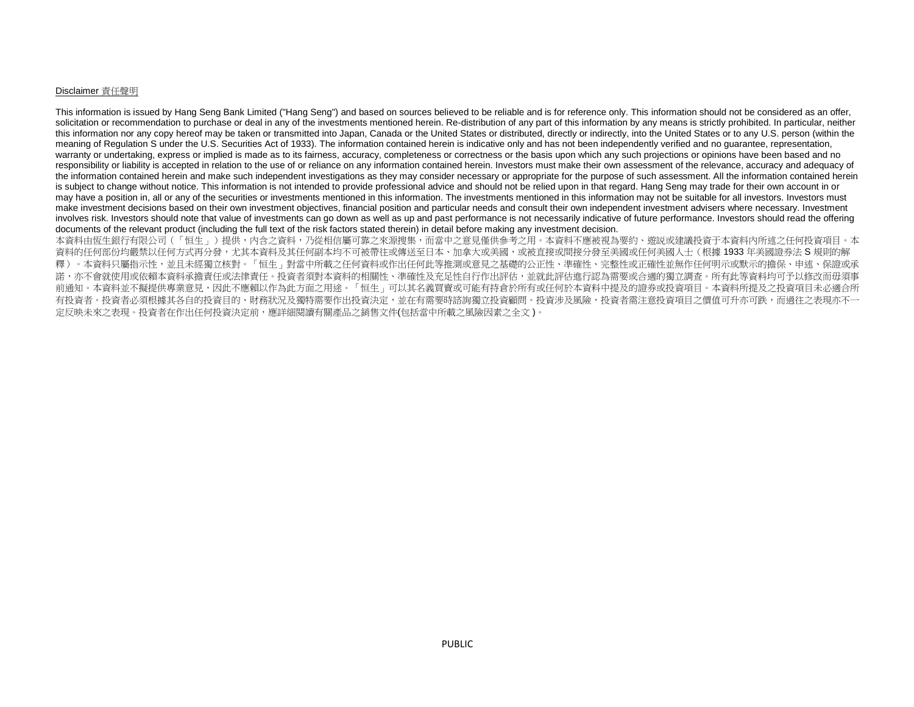Disclaimer 責任聲明

This information is issued by Hang Seng Bank Limited ("Hang Seng") and based on sources believed to be reliable and is for reference only. This information should not be considered as an offer, solicitation or recommendation to purchase or deal in any of the investments mentioned herein. Re-distribution of any part of this information by any means is strictly prohibited. In particular, neither this information nor any copy hereof may be taken or transmitted into Japan, Canada or the United States or distributed, directly or indirectly, into the United States or to any U.S. person (within the meaning of Regulation S under the U.S. Securities Act of 1933). The information contained herein is indicative only and has not been independently verified and no guarantee, representation, warranty or undertaking, express or implied is made as to its fairness, accuracy, completeness or correctness or the basis upon which any such projections or opinions have been based and no responsibility or liability is accepted in relation to the use of or reliance on any information contained herein. Investors must make their own assessment of the relevance, accuracy and adequacy of the information contained herein and make such independent investigations as they may consider necessary or appropriate for the purpose of such assessment. All the information contained herein is subject to change without notice. This information is not intended to provide professional advice and should not be relied upon in that regard. Hang Seng may trade for their own account in or may have a position in, all or any of the securities or investments mentioned in this information. The investments mentioned in this information may not be suitable for all investors. Investors must make investment decisions based on their own investment objectives, financial position and particular needs and consult their own independent investment advisers where necessary. Investment involves risk. Investors should note that value of investments can go down as well as up and past performance is not necessarily indicative of future performance. Investors should read the offering documents of the relevant product (including the full text of the risk factors stated therein) in detail before making any investment decision.

本資料由恒生銀行有限公司（「恒生」）提供，內含之資料，乃從相信屬可靠之來源搜集，而當中之意見僅供參考之用。本資料不應被視為要約、遊說或建議投資于本資料內所述之任何投資項目。本資料的任何部份均嚴禁以任何方式再分發，尤其本資料及其任何副本均不可被帶往或傳送至日本、加拿大或美國，或被直接或間接分發至美國或任何美國人士（根據 1933 年美國證券法 S 規則的解釋）。本資料只屬指示性，並且未經獨立核對。「恒生」對當中所載之任何資料或作出任何此等推測或意見之基礎的公正性、準確性、完整性或正確性並無作任何明示或默示的擔保、申述、保證或承諾，亦不會就使用或依賴本資料承擔責任或法律責任。投資者須對本資料的相關性、準確性及充足性自行作出評估，並就此評估進行認為需要或合適的獨立調查。所有此等資料均可予以修改而毋須事前通知。本資料並不擬提供專業意見，因此不應賴以作為此方面之用途。「恒生」可以其名義買賣或可能有持倉於所有或任何於本資料中提及的證券或投資項目。本資料所提及之投資項目未必適合所有投資者。投資者必須根據其各自的投資目的、財務狀況及獨特需要作出投資決定，並在有需要時諮詢獨立投資顧問。投資涉及風險，投資者需注意投資項目之價值可升亦可跌，而過往之表現亦不一定反映未來之表現。投資者在作出任何投資決定前，應詳細閱讀有關產品之銷售文件(包括當中所載之風險因素之全文)。

PUBLIC